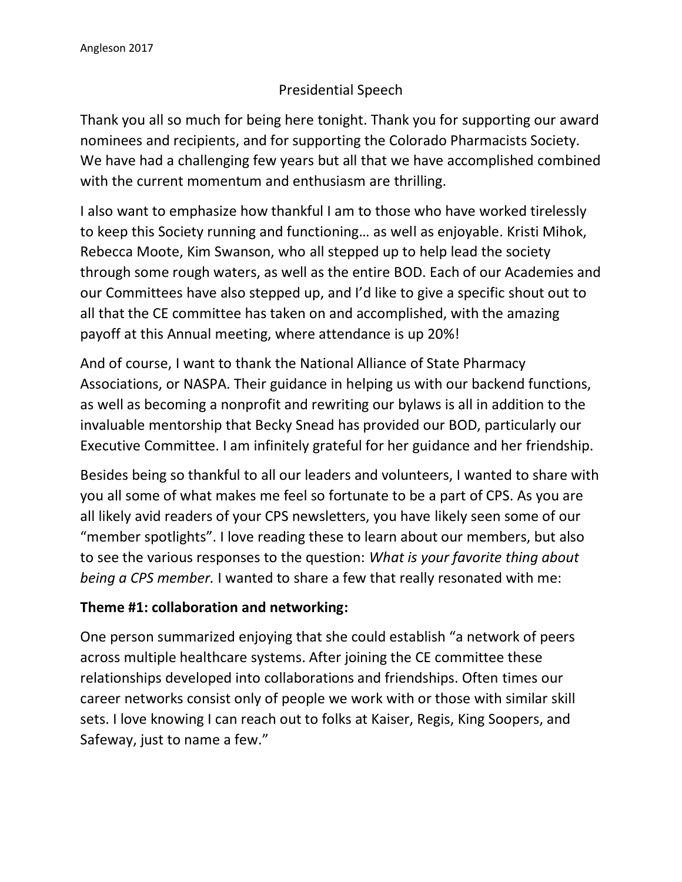# Presidential Speech

Thank you all so much for being here tonight. Thank you for supporting our award nominees and recipients, and for supporting the Colorado Pharmacists Society. We have had a challenging few years but all that we have accomplished combined with the current momentum and enthusiasm are thrilling.

I also want to emphasize how thankful I am to those who have worked tirelessly to keep this Society running and functioning… as well as enjoyable. Kristi Mihok, Rebecca Moote, Kim Swanson, who all stepped up to help lead the society through some rough waters, as well as the entire BOD. Each of our Academies and our Committees have also stepped up, and I'd like to give a specific shout out to all that the CE committee has taken on and accomplished, with the amazing payoff at this Annual meeting, where attendance is up 20%!

And of course, I want to thank the National Alliance of State Pharmacy Associations, or NASPA. Their guidance in helping us with our backend functions, as well as becoming a nonprofit and rewriting our bylaws is all in addition to the invaluable mentorship that Becky Snead has provided our BOD, particularly our Executive Committee. I am infinitely grateful for her guidance and her friendship.

Besides being so thankful to all our leaders and volunteers, I wanted to share with you all some of what makes me feel so fortunate to be a part of CPS. As you are all likely avid readers of your CPS newsletters, you have likely seen some of our "member spotlights". I love reading these to learn about our members, but also to see the various responses to the question: *What is your favorite thing about being a CPS member.* I wanted to share a few that really resonated with me:

**Theme #1: collaboration and networking:**

One person summarized enjoying that she could establish "a network of peers across multiple healthcare systems. After joining the CE committee these relationships developed into collaborations and friendships. Often times our career networks consist only of people we work with or those with similar skill sets. I love knowing I can reach out to folks at Kaiser, Regis, King Soopers, and Safeway, just to name a few."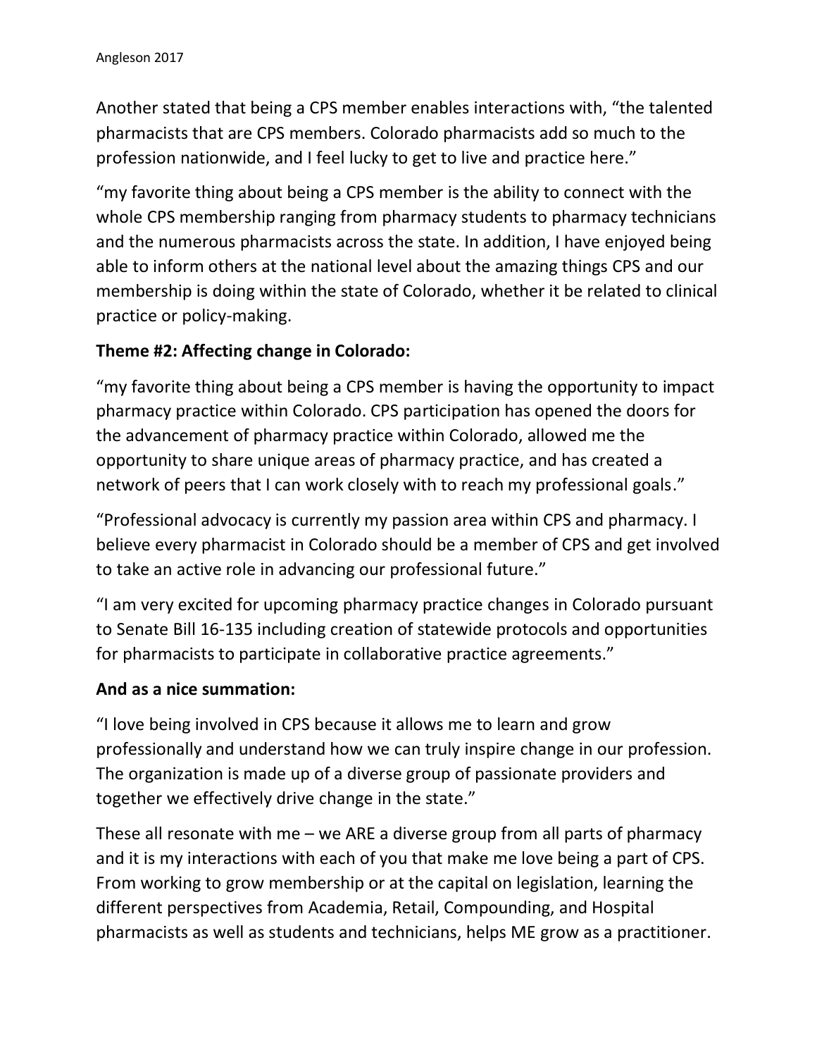Another stated that being a CPS member enables interactions with, “the talented pharmacists that are CPS members. Colorado pharmacists add so much to the profession nationwide, and I feel lucky to get to live and practice here.”

“my favorite thing about being a CPS member is the ability to connect with the whole CPS membership ranging from pharmacy students to pharmacy technicians and the numerous pharmacists across the state. In addition, I have enjoyed being able to inform others at the national level about the amazing things CPS and our membership is doing within the state of Colorado, whether it be related to clinical practice or policy-making.

**Theme #2: Affecting change in Colorado:**

“my favorite thing about being a CPS member is having the opportunity to impact pharmacy practice within Colorado. CPS participation has opened the doors for the advancement of pharmacy practice within Colorado, allowed me the opportunity to share unique areas of pharmacy practice, and has created a network of peers that I can work closely with to reach my professional goals.”

“Professional advocacy is currently my passion area within CPS and pharmacy. I believe every pharmacist in Colorado should be a member of CPS and get involved to take an active role in advancing our professional future.”

“I am very excited for upcoming pharmacy practice changes in Colorado pursuant to Senate Bill 16-135 including creation of statewide protocols and opportunities for pharmacists to participate in collaborative practice agreements.”

**And as a nice summation:**

“I love being involved in CPS because it allows me to learn and grow professionally and understand how we can truly inspire change in our profession. The organization is made up of a diverse group of passionate providers and together we effectively drive change in the state.”

These all resonate with me – we ARE a diverse group from all parts of pharmacy and it is my interactions with each of you that make me love being a part of CPS. From working to grow membership or at the capital on legislation, learning the different perspectives from Academia, Retail, Compounding, and Hospital pharmacists as well as students and technicians, helps ME grow as a practitioner.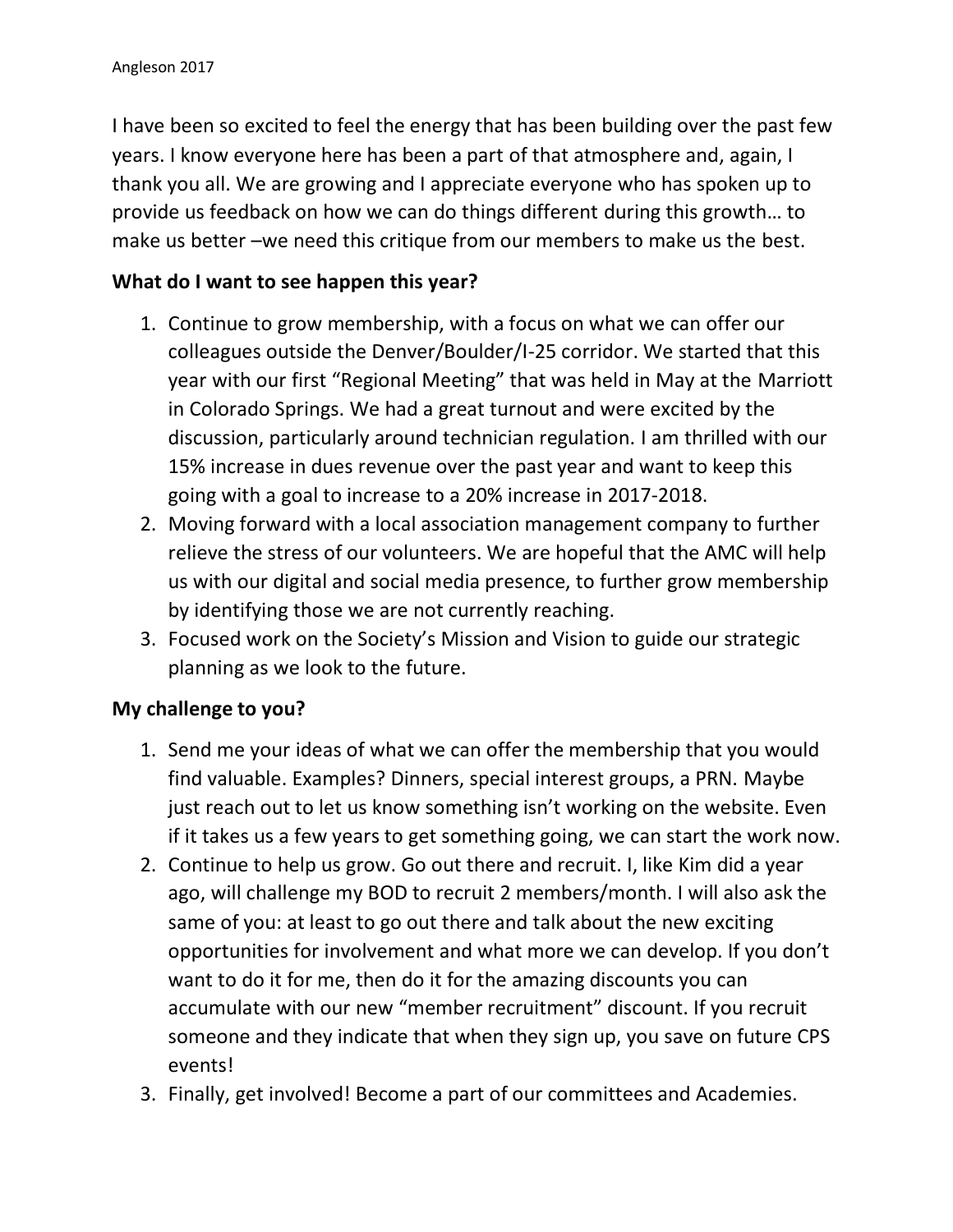I have been so excited to feel the energy that has been building over the past few years. I know everyone here has been a part of that atmosphere and, again, I thank you all. We are growing and I appreciate everyone who has spoken up to provide us feedback on how we can do things different during this growth… to make us better –we need this critique from our members to make us the best.

**What do I want to see happen this year?**

1. Continue to grow membership, with a focus on what we can offer our colleagues outside the Denver/Boulder/I-25 corridor. We started that this year with our first "Regional Meeting" that was held in May at the Marriott in Colorado Springs. We had a great turnout and were excited by the discussion, particularly around technician regulation. I am thrilled with our 15% increase in dues revenue over the past year and want to keep this going with a goal to increase to a 20% increase in 2017-2018.
2. Moving forward with a local association management company to further relieve the stress of our volunteers. We are hopeful that the AMC will help us with our digital and social media presence, to further grow membership by identifying those we are not currently reaching.
3. Focused work on the Society's Mission and Vision to guide our strategic planning as we look to the future.

**My challenge to you?**

1. Send me your ideas of what we can offer the membership that you would find valuable. Examples? Dinners, special interest groups, a PRN. Maybe just reach out to let us know something isn't working on the website. Even if it takes us a few years to get something going, we can start the work now.
2. Continue to help us grow. Go out there and recruit. I, like Kim did a year ago, will challenge my BOD to recruit 2 members/month. I will also ask the same of you: at least to go out there and talk about the new exciting opportunities for involvement and what more we can develop. If you don't want to do it for me, then do it for the amazing discounts you can accumulate with our new "member recruitment" discount. If you recruit someone and they indicate that when they sign up, you save on future CPS events!
3. Finally, get involved! Become a part of our committees and Academies.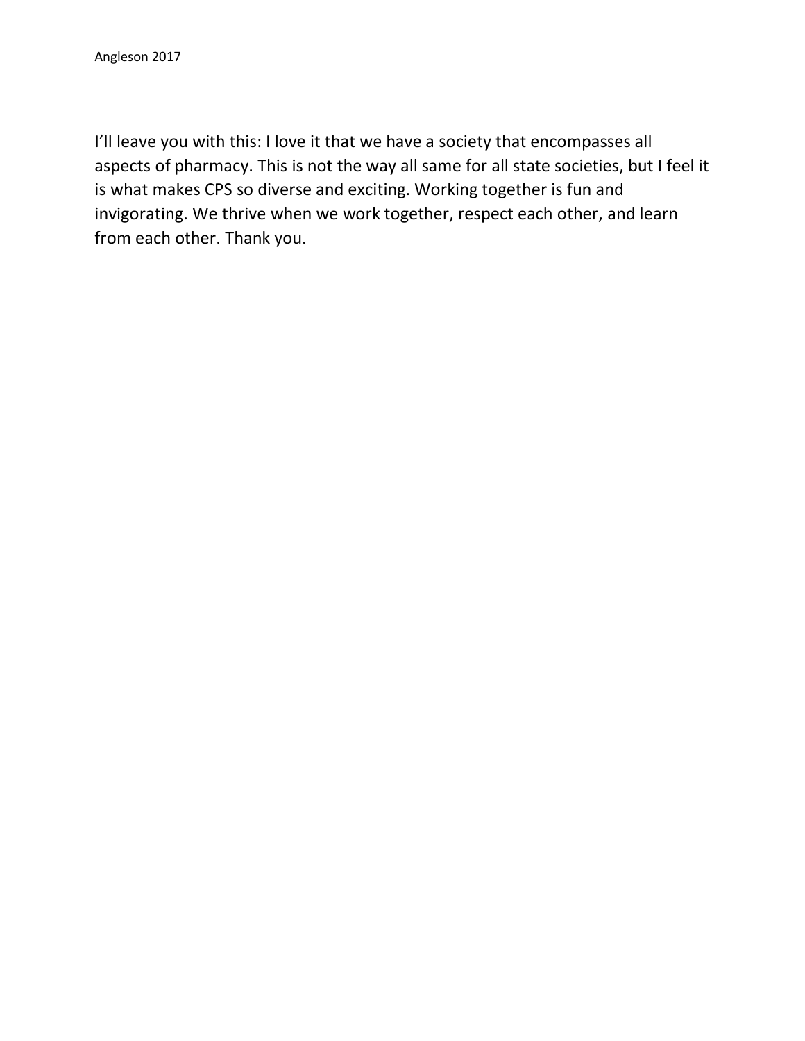I'll leave you with this: I love it that we have a society that encompasses all aspects of pharmacy. This is not the way all same for all state societies, but I feel it is what makes CPS so diverse and exciting. Working together is fun and invigorating. We thrive when we work together, respect each other, and learn from each other. Thank you.